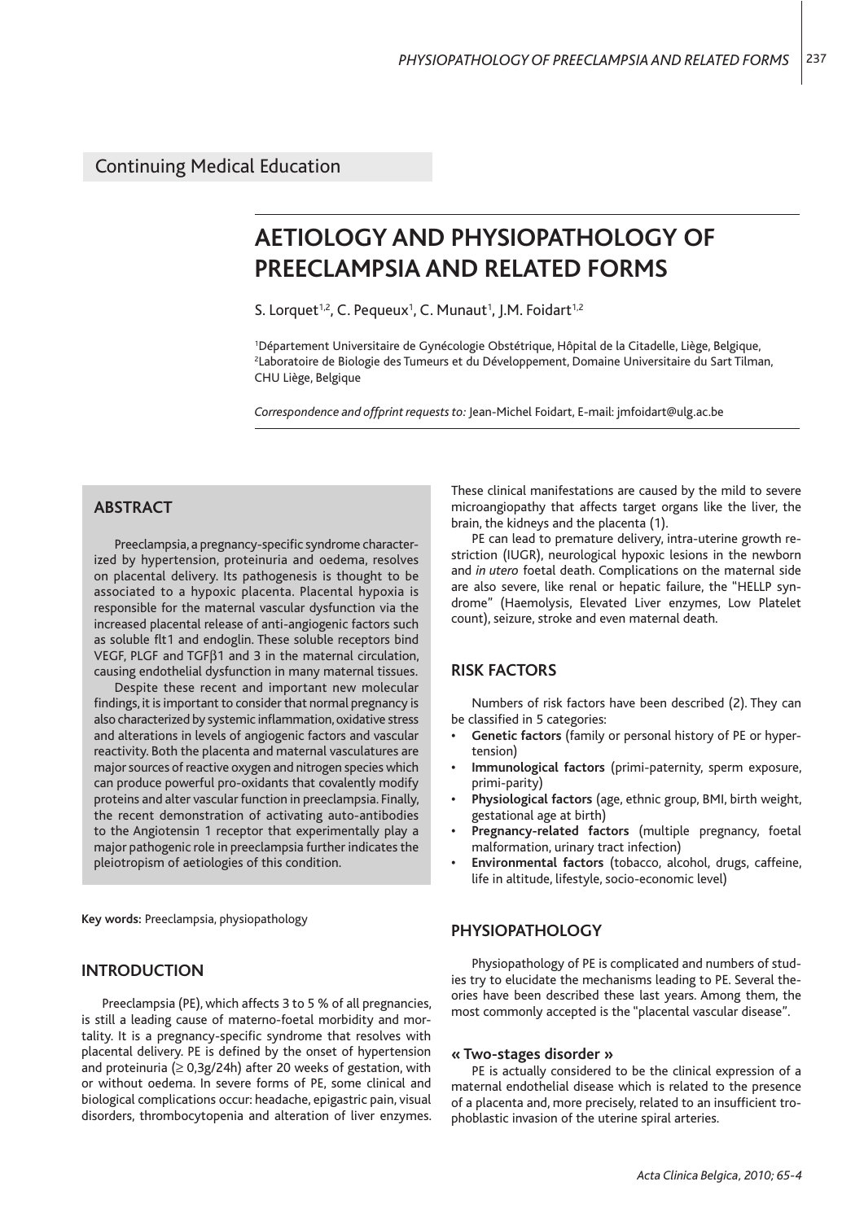Continuing Medical Education

# AETIOLOGY AND PHYSIOPATHOLOGY OF PREECLAMPSIA AND RELATED FORMS

S. Lorquet[1,2], C. Pequeux[1], C. Munaut[1], J.M. Foidart[1,2]

[1]Département Universitaire de Gynécologie Obstétrique, Hôpital de la Citadelle, Liège, Belgique,
[2]Laboratoire de Biologie des Tumeurs et du Développement, Domaine Universitaire du Sart Tilman, CHU Liège, Belgique

*Correspondence and offprint requests to:* Jean-Michel Foidart, E-mail: jmfoidart@ulg.ac.be

## ABSTRACT

Preeclampsia, a pregnancy-specific syndrome characterized by hypertension, proteinuria and oedema, resolves on placental delivery. Its pathogenesis is thought to be associated to a hypoxic placenta. Placental hypoxia is responsible for the maternal vascular dysfunction via the increased placental release of anti-angiogenic factors such as soluble flt1 and endoglin. These soluble receptors bind VEGF, PLGF and TGF$\beta$1 and 3 in the maternal circulation, causing endothelial dysfunction in many maternal tissues.

Despite these recent and important new molecular findings, it is important to consider that normal pregnancy is also characterized by systemic inflammation, oxidative stress and alterations in levels of angiogenic factors and vascular reactivity. Both the placenta and maternal vasculatures are major sources of reactive oxygen and nitrogen species which can produce powerful pro-oxidants that covalently modify proteins and alter vascular function in preeclampsia. Finally, the recent demonstration of activating auto-antibodies to the Angiotensin 1 receptor that experimentally play a major pathogenic role in preeclampsia further indicates the pleiotropism of aetiologies of this condition.

**Key words:** Preeclampsia, physiopathology

## INTRODUCTION

Preeclampsia (PE), which affects 3 to 5 % of all pregnancies, is still a leading cause of materno-foetal morbidity and mortality. It is a pregnancy-specific syndrome that resolves with placental delivery. PE is defined by the onset of hypertension and proteinuria ($\geq$ 0,3g/24h) after 20 weeks of gestation, with or without oedema. In severe forms of PE, some clinical and biological complications occur: headache, epigastric pain, visual disorders, thrombocytopenia and alteration of liver enzymes. These clinical manifestations are caused by the mild to severe microangiopathy that affects target organs like the liver, the brain, the kidneys and the placenta (1).

PE can lead to premature delivery, intra-uterine growth restriction (IUGR), neurological hypoxic lesions in the newborn and *in utero* foetal death. Complications on the maternal side are also severe, like renal or hepatic failure, the "HELLP syndrome" (Haemolysis, Elevated Liver enzymes, Low Platelet count), seizure, stroke and even maternal death.

## RISK FACTORS

Numbers of risk factors have been described (2). They can be classified in 5 categories:

- **Genetic factors** (family or personal history of PE or hypertension)
- **Immunological factors** (primi-paternity, sperm exposure, primi-parity)
- **Physiological factors** (age, ethnic group, BMI, birth weight, gestational age at birth)
- **Pregnancy-related factors** (multiple pregnancy, foetal malformation, urinary tract infection)
- **Environmental factors** (tobacco, alcohol, drugs, caffeine, life in altitude, lifestyle, socio-economic level)

## PHYSIOPATHOLOGY

Physiopathology of PE is complicated and numbers of studies try to elucidate the mechanisms leading to PE. Several theories have been described these last years. Among them, the most commonly accepted is the "placental vascular disease".

### « Two-stages disorder »

PE is actually considered to be the clinical expression of a maternal endothelial disease which is related to the presence of a placenta and, more precisely, related to an insufficient trophoblastic invasion of the uterine spiral arteries.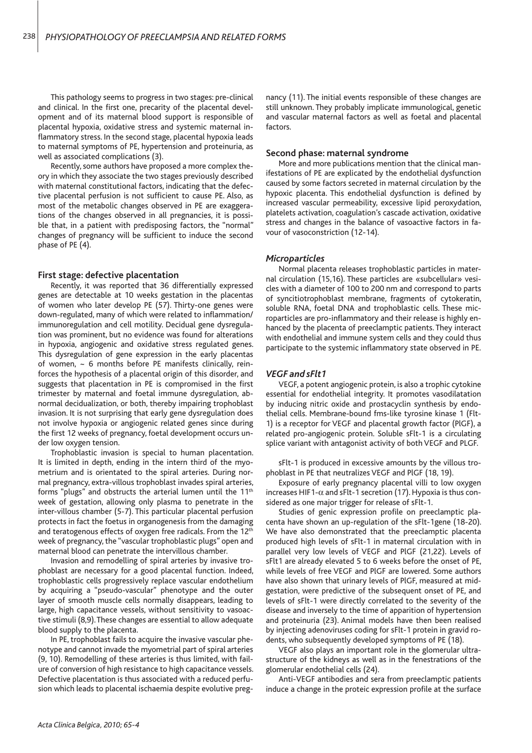This pathology seems to progress in two stages: pre-clinical and clinical. In the first one, precarity of the placental development and of its maternal blood support is responsible of placental hypoxia, oxidative stress and systemic maternal inflammatory stress. In the second stage, placental hypoxia leads to maternal symptoms of PE, hypertension and proteinuria, as well as associated complications (3).

Recently, some authors have proposed a more complex theory in which they associate the two stages previously described with maternal constitutional factors, indicating that the defective placental perfusion is not sufficient to cause PE. Also, as most of the metabolic changes observed in PE are exaggerations of the changes observed in all pregnancies, it is possible that, in a patient with predisposing factors, the "normal" changes of pregnancy will be sufficient to induce the second phase of PE (4).

### First stage: defective placentation

Recently, it was reported that 36 differentially expressed genes are detectable at 10 weeks gestation in the placentas of women who later develop PE (57). Thirty-one genes were down-regulated, many of which were related to inflammation/immunoregulation and cell motility. Decidual gene dysregulation was prominent, but no evidence was found for alterations in hypoxia, angiogenic and oxidative stress regulated genes. This dysregulation of gene expression in the early placentas of women, ~ 6 months before PE manifests clinically, reinforces the hypothesis of a placental origin of this disorder, and suggests that placentation in PE is compromised in the first trimester by maternal and foetal immune dysregulation, abnormal decidualization, or both, thereby impairing trophoblast invasion. It is not surprising that early gene dysregulation does not involve hypoxia or angiogenic related genes since during the first 12 weeks of pregnancy, foetal development occurs under low oxygen tension.

Trophoblastic invasion is special to human placentation. It is limited in depth, ending in the intern third of the myometrium and is orientated to the spiral arteries. During normal pregnancy, extra-villous trophoblast invades spiral arteries, forms "plugs" and obstructs the arterial lumen until the 11[th] week of gestation, allowing only plasma to penetrate in the inter-villous chamber (5-7). This particular placental perfusion protects in fact the foetus in organogenesis from the damaging and teratogenous effects of oxygen free radicals. From the 12[th] week of pregnancy, the "vascular trophoblastic plugs" open and maternal blood can penetrate the intervillous chamber.

Invasion and remodelling of spiral arteries by invasive trophoblast are necessary for a good placental function. Indeed, trophoblastic cells progressively replace vascular endothelium by acquiring a "pseudo-vascular" phenotype and the outer layer of smooth muscle cells normally disappears, leading to large, high capacitance vessels, without sensitivity to vasoactive stimuli (8,9). These changes are essential to allow adequate blood supply to the placenta.

In PE, trophoblast fails to acquire the invasive vascular phenotype and cannot invade the myometrial part of spiral arteries (9, 10). Remodelling of these arteries is thus limited, with failure of conversion of high resistance to high capacitance vessels. Defective placentation is thus associated with a reduced perfusion which leads to placental ischaemia despite evolutive pregnancy (11). The initial events responsible of these changes are still unknown. They probably implicate immunological, genetic and vascular maternal factors as well as foetal and placental factors.

### Second phase: maternal syndrome

More and more publications mention that the clinical manifestations of PE are explicated by the endothelial dysfunction caused by some factors secreted in maternal circulation by the hypoxic placenta. This endothelial dysfunction is defined by increased vascular permeability, excessive lipid peroxydation, platelets activation, coagulation's cascade activation, oxidative stress and changes in the balance of vasoactive factors in favour of vasoconstriction (12-14).

#### *Microparticles*

Normal placenta releases trophoblastic particles in maternal circulation (15,16). These particles are «subcellular» vesicles with a diameter of 100 to 200 nm and correspond to parts of syncitiotrophoblast membrane, fragments of cytokeratin, soluble RNA, foetal DNA and trophoblastic cells. These microparticles are pro-inflammatory and their release is highly enhanced by the placenta of preeclamptic patients. They interact with endothelial and immune system cells and they could thus participate to the systemic inflammatory state observed in PE.

#### *VEGF and sFlt1*

VEGF, a potent angiogenic protein, is also a trophic cytokine essential for endothelial integrity. It promotes vasodilatation by inducing nitric oxide and prostacyclin synthesis by endothelial cells. Membrane-bound fms-like tyrosine kinase 1 (Flt-1) is a receptor for VEGF and placental growth factor (PlGF), a related pro-angiogenic protein. Soluble sFlt-1 is a circulating splice variant with antagonist activity of both VEGF and PLGF.

sFlt-1 is produced in excessive amounts by the villous trophoblast in PE that neutralizes VEGF and PlGF (18, 19).

Exposure of early pregnancy placental villi to low oxygen increases HIF1-$\alpha$ and sFlt-1 secretion (17). Hypoxia is thus considered as one major trigger for release of sFlt-1.

Studies of genic expression profile on preeclamptic placenta have shown an up-regulation of the sFlt-1gene (18-20). We have also demonstrated that the preeclamptic placenta produced high levels of sFlt-1 in maternal circulation with in parallel very low levels of VEGF and PlGF (21,22). Levels of sFlt1 are already elevated 5 to 6 weeks before the onset of PE, while levels of free VEGF and PlGF are lowered. Some authors have also shown that urinary levels of PlGF, measured at mid-gestation, were predictive of the subsequent onset of PE, and levels of sFlt-1 were directly correlated to the severity of the disease and inversely to the time of apparition of hypertension and proteinuria (23). Animal models have then been realised by injecting adenoviruses coding for sFlt-1 protein in gravid rodents, who subsequently developed symptoms of PE (18).

VEGF also plays an important role in the glomerular ultrastructure of the kidneys as well as in the fenestrations of the glomerular endothelial cells (24).

Anti-VEGF antibodies and sera from preeclamptic patients induce a change in the proteic expression profile at the surface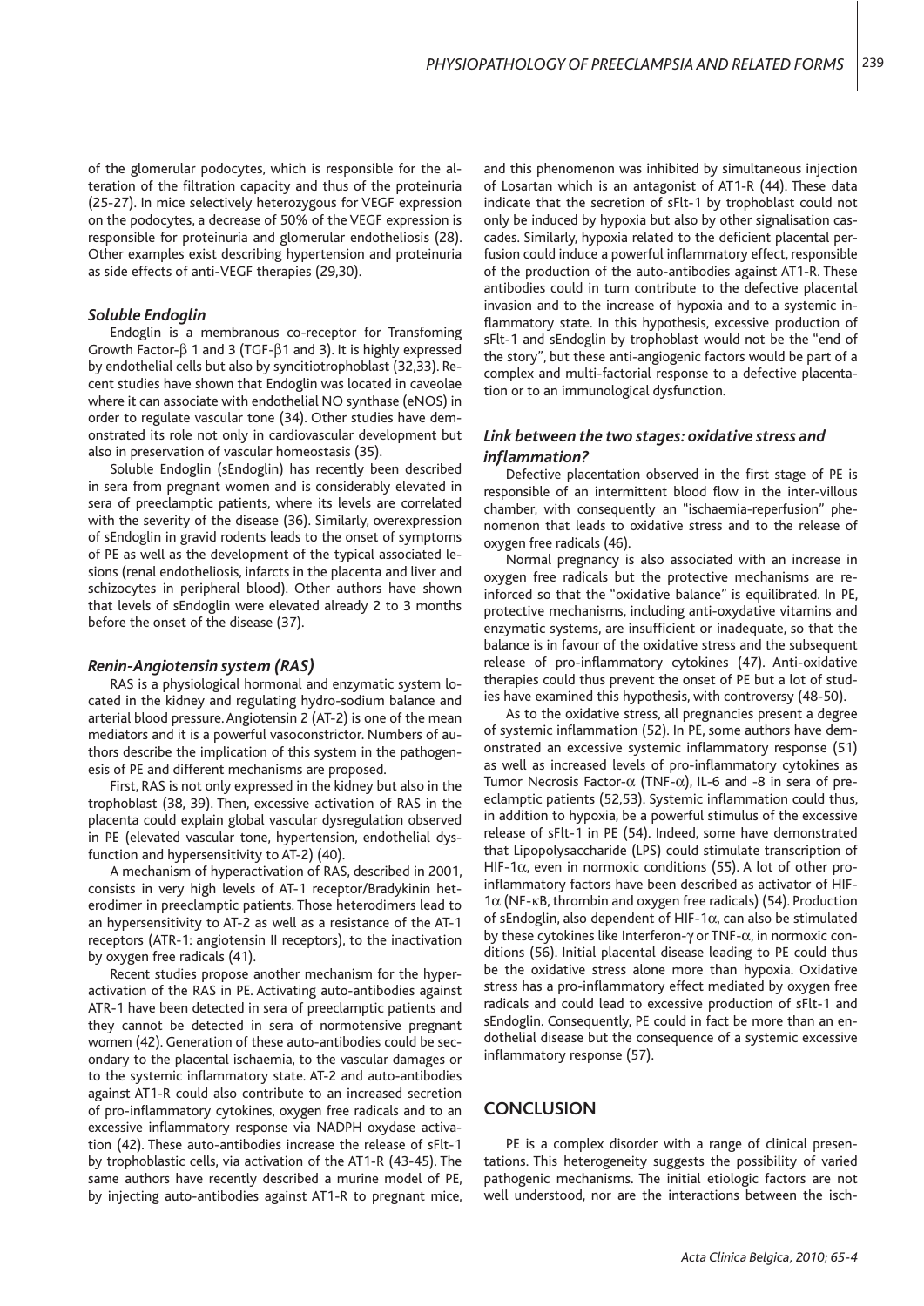of the glomerular podocytes, which is responsible for the alteration of the filtration capacity and thus of the proteinuria (25-27). In mice selectively heterozygous for VEGF expression on the podocytes, a decrease of 50% of the VEGF expression is responsible for proteinuria and glomerular endotheliosis (28). Other examples exist describing hypertension and proteinuria as side effects of anti-VEGF therapies (29,30).

### *Soluble Endoglin*

Endoglin is a membranous co-receptor for Transfoming Growth Factor-β 1 and 3 (TGF-β1 and 3). It is highly expressed by endothelial cells but also by syncitiotrophoblast (32,33). Recent studies have shown that Endoglin was located in caveolae where it can associate with endothelial NO synthase (eNOS) in order to regulate vascular tone (34). Other studies have demonstrated its role not only in cardiovascular development but also in preservation of vascular homeostasis (35).

Soluble Endoglin (sEndoglin) has recently been described in sera from pregnant women and is considerably elevated in sera of preeclamptic patients, where its levels are correlated with the severity of the disease (36). Similarly, overexpression of sEndoglin in gravid rodents leads to the onset of symptoms of PE as well as the development of the typical associated lesions (renal endotheliosis, infarcts in the placenta and liver and schizocytes in peripheral blood). Other authors have shown that levels of sEndoglin were elevated already 2 to 3 months before the onset of the disease (37).

### *Renin-Angiotensin system (RAS)*

RAS is a physiological hormonal and enzymatic system located in the kidney and regulating hydro-sodium balance and arterial blood pressure. Angiotensin 2 (AT-2) is one of the mean mediators and it is a powerful vasoconstrictor. Numbers of authors describe the implication of this system in the pathogenesis of PE and different mechanisms are proposed.

First, RAS is not only expressed in the kidney but also in the trophoblast (38, 39). Then, excessive activation of RAS in the placenta could explain global vascular dysregulation observed in PE (elevated vascular tone, hypertension, endothelial dysfunction and hypersensitivity to AT-2) (40).

A mechanism of hyperactivation of RAS, described in 2001, consists in very high levels of AT-1 receptor/Bradykinin heterodimer in preeclamptic patients. Those heterodimers lead to an hypersensitivity to AT-2 as well as a resistance of the AT-1 receptors (ATR-1: angiotensin II receptors), to the inactivation by oxygen free radicals (41).

Recent studies propose another mechanism for the hyperactivation of the RAS in PE. Activating auto-antibodies against ATR-1 have been detected in sera of preeclamptic patients and they cannot be detected in sera of normotensive pregnant women (42). Generation of these auto-antibodies could be secondary to the placental ischaemia, to the vascular damages or to the systemic inflammatory state. AT-2 and auto-antibodies against AT1-R could also contribute to an increased secretion of pro-inflammatory cytokines, oxygen free radicals and to an excessive inflammatory response via NADPH oxydase activation (42). These auto-antibodies increase the release of sFlt-1 by trophoblastic cells, via activation of the AT1-R (43-45). The same authors have recently described a murine model of PE, by injecting auto-antibodies against AT1-R to pregnant mice, and this phenomenon was inhibited by simultaneous injection of Losartan which is an antagonist of AT1-R (44). These data indicate that the secretion of sFlt-1 by trophoblast could not only be induced by hypoxia but also by other signalisation cascades. Similarly, hypoxia related to the deficient placental perfusion could induce a powerful inflammatory effect, responsible of the production of the auto-antibodies against AT1-R. These antibodies could in turn contribute to the defective placental invasion and to the increase of hypoxia and to a systemic inflammatory state. In this hypothesis, excessive production of sFlt-1 and sEndoglin by trophoblast would not be the "end of the story", but these anti-angiogenic factors would be part of a complex and multi-factorial response to a defective placentation or to an immunological dysfunction.

### *Link between the two stages: oxidative stress and inflammation?*

Defective placentation observed in the first stage of PE is responsible of an intermittent blood flow in the inter-villous chamber, with consequently an "ischaemia-reperfusion" phenomenon that leads to oxidative stress and to the release of oxygen free radicals (46).

Normal pregnancy is also associated with an increase in oxygen free radicals but the protective mechanisms are reinforced so that the "oxidative balance" is equilibrated. In PE, protective mechanisms, including anti-oxydative vitamins and enzymatic systems, are insufficient or inadequate, so that the balance is in favour of the oxidative stress and the subsequent release of pro-inflammatory cytokines (47). Anti-oxidative therapies could thus prevent the onset of PE but a lot of studies have examined this hypothesis, with controversy (48-50).

As to the oxidative stress, all pregnancies present a degree of systemic inflammation (52). In PE, some authors have demonstrated an excessive systemic inflammatory response (51) as well as increased levels of pro-inflammatory cytokines as Tumor Necrosis Factor-α (TNF-α), IL-6 and -8 in sera of preeclamptic patients (52,53). Systemic inflammation could thus, in addition to hypoxia, be a powerful stimulus of the excessive release of sFlt-1 in PE (54). Indeed, some have demonstrated that Lipopolysaccharide (LPS) could stimulate transcription of HIF-1α, even in normoxic conditions (55). A lot of other pro-inflammatory factors have been described as activator of HIF-1α (NF-κB, thrombin and oxygen free radicals) (54). Production of sEndoglin, also dependent of HIF-1α, can also be stimulated by these cytokines like Interferon-γ or TNF-α, in normoxic conditions (56). Initial placental disease leading to PE could thus be the oxidative stress alone more than hypoxia. Oxidative stress has a pro-inflammatory effect mediated by oxygen free radicals and could lead to excessive production of sFlt-1 and sEndoglin. Consequently, PE could in fact be more than an endothelial disease but the consequence of a systemic excessive inflammatory response (57).

## CONCLUSION

PE is a complex disorder with a range of clinical presentations. This heterogeneity suggests the possibility of varied pathogenic mechanisms. The initial etiologic factors are not well understood, nor are the interactions between the isch-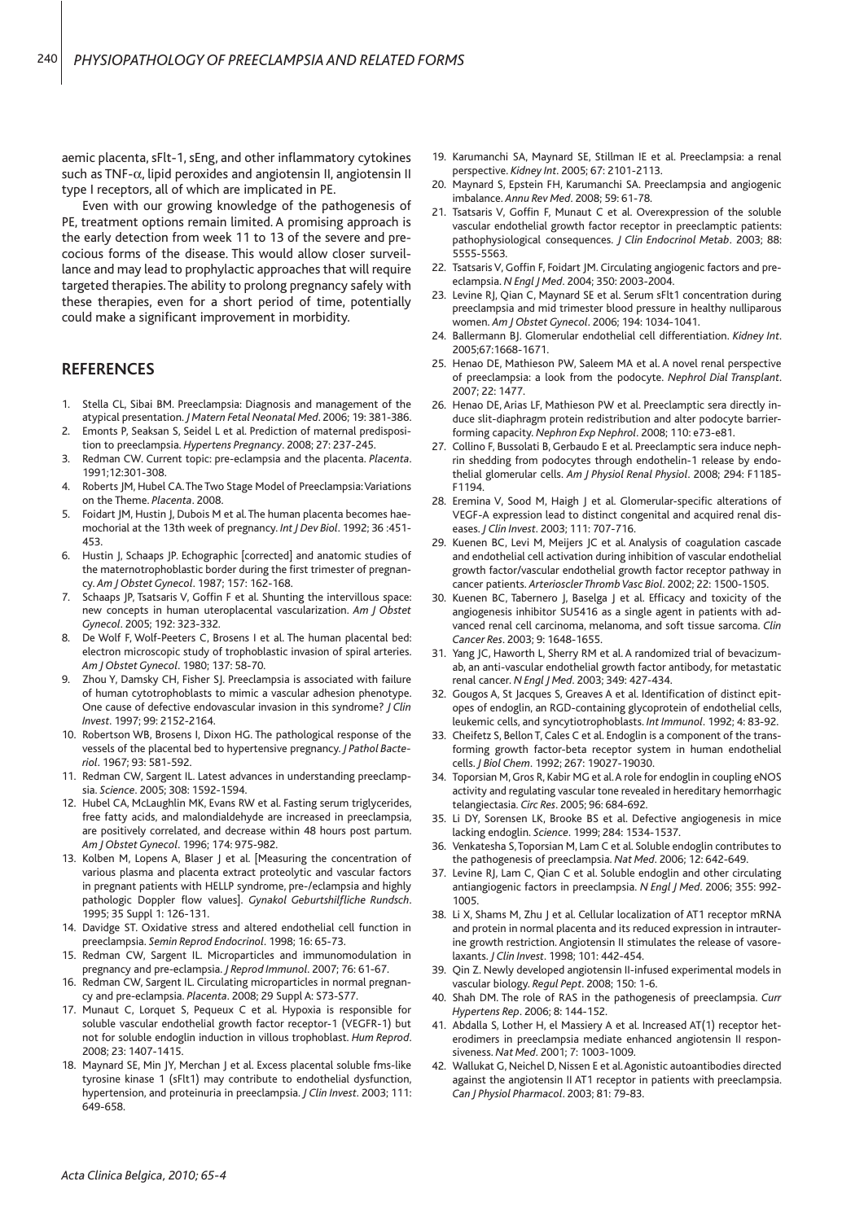aemic placenta, sFlt-1, sEng, and other inflammatory cytokines such as TNF-$\alpha$, lipid peroxides and angiotensin II, angiotensin II type I receptors, all of which are implicated in PE.

Even with our growing knowledge of the pathogenesis of PE, treatment options remain limited. A promising approach is the early detection from week 11 to 13 of the severe and precocious forms of the disease. This would allow closer surveillance and may lead to prophylactic approaches that will require targeted therapies. The ability to prolong pregnancy safely with these therapies, even for a short period of time, potentially could make a significant improvement in morbidity.

## REFERENCES

1. Stella CL, Sibai BM. Preeclampsia: Diagnosis and management of the atypical presentation. *J Matern Fetal Neonatal Med*. 2006; 19: 381-386.
2. Emonts P, Seaksan S, Seidel L et al. Prediction of maternal predisposition to preeclampsia. *Hypertens Pregnancy*. 2008; 27: 237-245.
3. Redman CW. Current topic: pre-eclampsia and the placenta. *Placenta*. 1991;12:301-308.
4. Roberts JM, Hubel CA. The Two Stage Model of Preeclampsia: Variations on the Theme. *Placenta*. 2008.
5. Foidart JM, Hustin J, Dubois M et al. The human placenta becomes haemochorial at the 13th week of pregnancy. *Int J Dev Biol*. 1992; 36 :451-453.
6. Hustin J, Schaaps JP. Echographic [corrected] and anatomic studies of the maternotrophoblastic border during the first trimester of pregnancy. *Am J Obstet Gynecol*. 1987; 157: 162-168.
7. Schaaps JP, Tsatsaris V, Goffin F et al. Shunting the intervillous space: new concepts in human uteroplacental vascularization. *Am J Obstet Gynecol*. 2005; 192: 323-332.
8. De Wolf F, Wolf-Peeters C, Brosens I et al. The human placental bed: electron microscopic study of trophoblastic invasion of spiral arteries. *Am J Obstet Gynecol*. 1980; 137: 58-70.
9. Zhou Y, Damsky CH, Fisher SJ. Preeclampsia is associated with failure of human cytotrophoblasts to mimic a vascular adhesion phenotype. One cause of defective endovascular invasion in this syndrome? *J Clin Invest*. 1997; 99: 2152-2164.
10. Robertson WB, Brosens I, Dixon HG. The pathological response of the vessels of the placental bed to hypertensive pregnancy. *J Pathol Bacteriol*. 1967; 93: 581-592.
11. Redman CW, Sargent IL. Latest advances in understanding preeclampsia. *Science*. 2005; 308: 1592-1594.
12. Hubel CA, McLaughlin MK, Evans RW et al. Fasting serum triglycerides, free fatty acids, and malondialdehyde are increased in preeclampsia, are positively correlated, and decrease within 48 hours post partum. *Am J Obstet Gynecol*. 1996; 174: 975-982.
13. Kolben M, Lopens A, Blaser J et al. [Measuring the concentration of various plasma and placenta extract proteolytic and vascular factors in pregnant patients with HELLP syndrome, pre-/eclampsia and highly pathologic Doppler flow values]. *Gynakol Geburtshilfliche Rundsch*. 1995; 35 Suppl 1: 126-131.
14. Davidge ST. Oxidative stress and altered endothelial cell function in preeclampsia. *Semin Reprod Endocrinol*. 1998; 16: 65-73.
15. Redman CW, Sargent IL. Microparticles and immunomodulation in pregnancy and pre-eclampsia. *J Reprod Immunol*. 2007; 76: 61-67.
16. Redman CW, Sargent IL. Circulating microparticles in normal pregnancy and pre-eclampsia. *Placenta*. 2008; 29 Suppl A: S73-S77.
17. Munaut C, Lorquet S, Pequeux C et al. Hypoxia is responsible for soluble vascular endothelial growth factor receptor-1 (VEGFR-1) but not for soluble endoglin induction in villous trophoblast. *Hum Reprod*. 2008; 23: 1407-1415.
18. Maynard SE, Min JY, Merchan J et al. Excess placental soluble fms-like tyrosine kinase 1 (sFlt1) may contribute to endothelial dysfunction, hypertension, and proteinuria in preeclampsia. *J Clin Invest*. 2003; 111: 649-658.
19. Karumanchi SA, Maynard SE, Stillman IE et al. Preeclampsia: a renal perspective. *Kidney Int*. 2005; 67: 2101-2113.
20. Maynard S, Epstein FH, Karumanchi SA. Preeclampsia and angiogenic imbalance. *Annu Rev Med*. 2008; 59: 61-78.
21. Tsatsaris V, Goffin F, Munaut C et al. Overexpression of the soluble vascular endothelial growth factor receptor in preeclamptic patients: pathophysiological consequences. *J Clin Endocrinol Metab*. 2003; 88: 5555-5563.
22. Tsatsaris V, Goffin F, Foidart JM. Circulating angiogenic factors and preeclampsia. *N Engl J Med*. 2004; 350: 2003-2004.
23. Levine RJ, Qian C, Maynard SE et al. Serum sFlt1 concentration during preeclampsia and mid trimester blood pressure in healthy nulliparous women. *Am J Obstet Gynecol*. 2006; 194: 1034-1041.
24. Ballermann BJ. Glomerular endothelial cell differentiation. *Kidney Int*. 2005;67:1668-1671.
25. Henao DE, Mathieson PW, Saleem MA et al. A novel renal perspective of preeclampsia: a look from the podocyte. *Nephrol Dial Transplant*. 2007; 22: 1477.
26. Henao DE, Arias LF, Mathieson PW et al. Preeclamptic sera directly induce slit-diaphragm protein redistribution and alter podocyte barrier-forming capacity. *Nephron Exp Nephrol*. 2008; 110: e73-e81.
27. Collino F, Bussolati B, Gerbaudo E et al. Preeclamptic sera induce nephrin shedding from podocytes through endothelin-1 release by endothelial glomerular cells. *Am J Physiol Renal Physiol*. 2008; 294: F1185-F1194.
28. Eremina V, Sood M, Haigh J et al. Glomerular-specific alterations of VEGF-A expression lead to distinct congenital and acquired renal diseases. *J Clin Invest*. 2003; 111: 707-716.
29. Kuenen BC, Levi M, Meijers JC et al. Analysis of coagulation cascade and endothelial cell activation during inhibition of vascular endothelial growth factor/vascular endothelial growth factor receptor pathway in cancer patients. *Arterioscler Thromb Vasc Biol*. 2002; 22: 1500-1505.
30. Kuenen BC, Tabernero J, Baselga J et al. Efficacy and toxicity of the angiogenesis inhibitor SU5416 as a single agent in patients with advanced renal cell carcinoma, melanoma, and soft tissue sarcoma. *Clin Cancer Res*. 2003; 9: 1648-1655.
31. Yang JC, Haworth L, Sherry RM et al. A randomized trial of bevacizumab, an anti-vascular endothelial growth factor antibody, for metastatic renal cancer. *N Engl J Med*. 2003; 349: 427-434.
32. Gougos A, St Jacques S, Greaves A et al. Identification of distinct epitopes of endoglin, an RGD-containing glycoprotein of endothelial cells, leukemic cells, and syncytiotrophoblasts. *Int Immunol*. 1992; 4: 83-92.
33. Cheifetz S, Bellon T, Cales C et al. Endoglin is a component of the transforming growth factor-beta receptor system in human endothelial cells. *J Biol Chem*. 1992; 267: 19027-19030.
34. Toporsian M, Gros R, Kabir MG et al. A role for endoglin in coupling eNOS activity and regulating vascular tone revealed in hereditary hemorrhagic telangiectasia. *Circ Res*. 2005; 96: 684-692.
35. Li DY, Sorensen LK, Brooke BS et al. Defective angiogenesis in mice lacking endoglin. *Science*. 1999; 284: 1534-1537.
36. Venkatesha S, Toporsian M, Lam C et al. Soluble endoglin contributes to the pathogenesis of preeclampsia. *Nat Med*. 2006; 12: 642-649.
37. Levine RJ, Lam C, Qian C et al. Soluble endoglin and other circulating antiangiogenic factors in preeclampsia. *N Engl J Med*. 2006; 355: 992-1005.
38. Li X, Shams M, Zhu J et al. Cellular localization of AT1 receptor mRNA and protein in normal placenta and its reduced expression in intrauterine growth restriction. Angiotensin II stimulates the release of vasorelaxants. *J Clin Invest*. 1998; 101: 442-454.
39. Qin Z. Newly developed angiotensin II-infused experimental models in vascular biology. *Regul Pept*. 2008; 150: 1-6.
40. Shah DM. The role of RAS in the pathogenesis of preeclampsia. *Curr Hypertens Rep*. 2006; 8: 144-152.
41. Abdalla S, Lother H, el Massiery A et al. Increased AT(1) receptor heterodimers in preeclampsia mediate enhanced angiotensin II responsiveness. *Nat Med*. 2001; 7: 1003-1009.
42. Wallukat G, Neichel D, Nissen E et al. Agonistic autoantibodies directed against the angiotensin II AT1 receptor in patients with preeclampsia. *Can J Physiol Pharmacol*. 2003; 81: 79-83.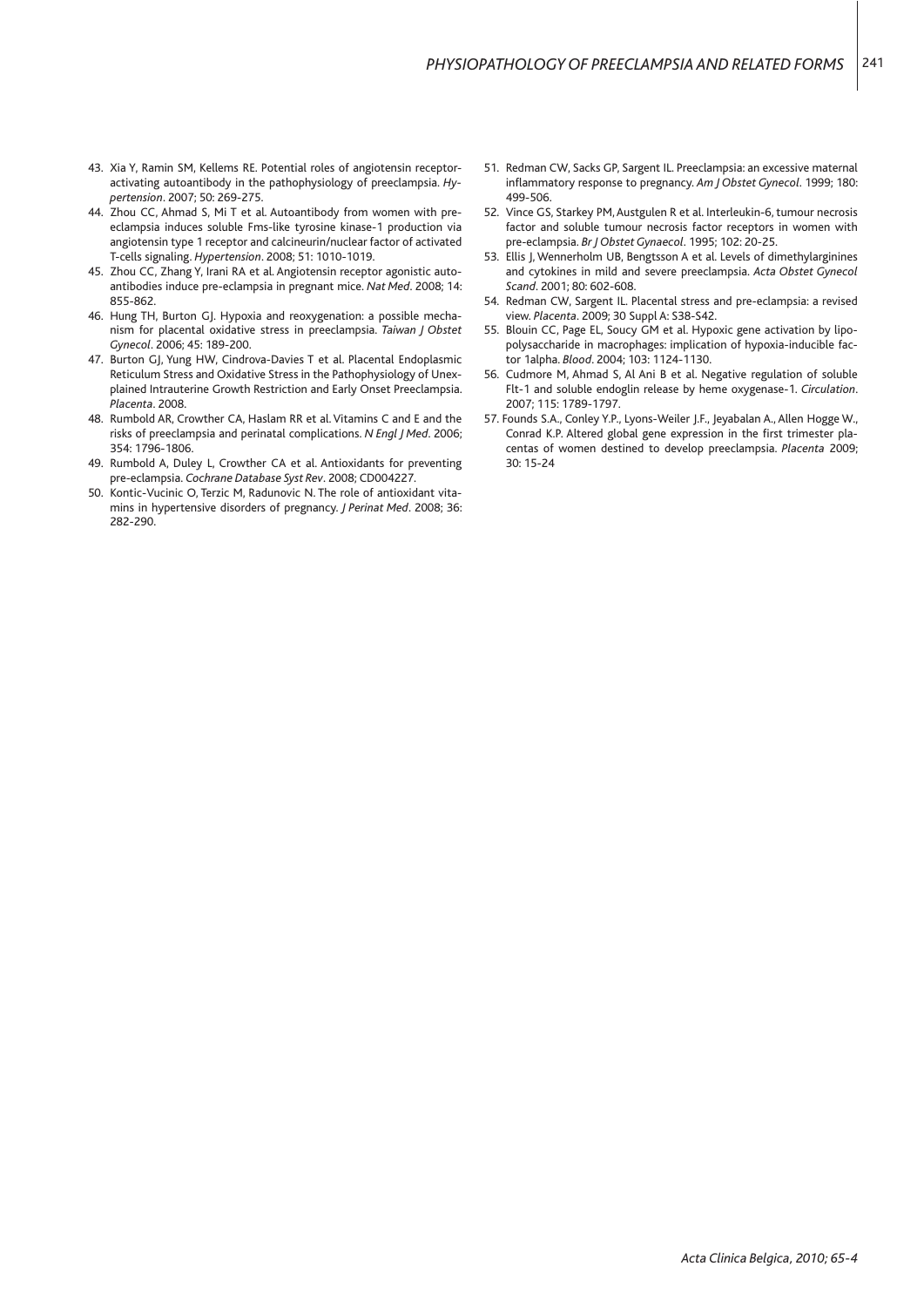43. Xia Y, Ramin SM, Kellems RE. Potential roles of angiotensin receptor-activating autoantibody in the pathophysiology of preeclampsia. *Hypertension*. 2007; 50: 269-275.
44. Zhou CC, Ahmad S, Mi T et al. Autoantibody from women with preeclampsia induces soluble Fms-like tyrosine kinase-1 production via angiotensin type 1 receptor and calcineurin/nuclear factor of activated T-cells signaling. *Hypertension*. 2008; 51: 1010-1019.
45. Zhou CC, Zhang Y, Irani RA et al. Angiotensin receptor agonistic autoantibodies induce pre-eclampsia in pregnant mice. *Nat Med*. 2008; 14: 855-862.
46. Hung TH, Burton GJ. Hypoxia and reoxygenation: a possible mechanism for placental oxidative stress in preeclampsia. *Taiwan J Obstet Gynecol*. 2006; 45: 189-200.
47. Burton GJ, Yung HW, Cindrova-Davies T et al. Placental Endoplasmic Reticulum Stress and Oxidative Stress in the Pathophysiology of Unexplained Intrauterine Growth Restriction and Early Onset Preeclampsia. *Placenta*. 2008.
48. Rumbold AR, Crowther CA, Haslam RR et al. Vitamins C and E and the risks of preeclampsia and perinatal complications. *N Engl J Med*. 2006; 354: 1796-1806.
49. Rumbold A, Duley L, Crowther CA et al. Antioxidants for preventing pre-eclampsia. *Cochrane Database Syst Rev*. 2008; CD004227.
50. Kontic-Vucinic O, Terzic M, Radunovic N. The role of antioxidant vitamins in hypertensive disorders of pregnancy. *J Perinat Med*. 2008; 36: 282-290.
51. Redman CW, Sacks GP, Sargent IL. Preeclampsia: an excessive maternal inflammatory response to pregnancy. *Am J Obstet Gynecol*. 1999; 180: 499-506.
52. Vince GS, Starkey PM, Austgulen R et al. Interleukin-6, tumour necrosis factor and soluble tumour necrosis factor receptors in women with pre-eclampsia. *Br J Obstet Gynaecol*. 1995; 102: 20-25.
53. Ellis J, Wennerholm UB, Bengtsson A et al. Levels of dimethylarginines and cytokines in mild and severe preeclampsia. *Acta Obstet Gynecol Scand*. 2001; 80: 602-608.
54. Redman CW, Sargent IL. Placental stress and pre-eclampsia: a revised view. *Placenta*. 2009; 30 Suppl A: S38-S42.
55. Blouin CC, Page EL, Soucy GM et al. Hypoxic gene activation by lipopolysaccharide in macrophages: implication of hypoxia-inducible factor 1alpha. *Blood*. 2004; 103: 1124-1130.
56. Cudmore M, Ahmad S, Al Ani B et al. Negative regulation of soluble Flt-1 and soluble endoglin release by heme oxygenase-1. *Circulation*. 2007; 115: 1789-1797.
57. Founds S.A., Conley Y.P., Lyons-Weiler J.F., Jeyabalan A., Allen Hogge W., Conrad K.P. Altered global gene expression in the first trimester placentas of women destined to develop preeclampsia. *Placenta* 2009; 30: 15-24